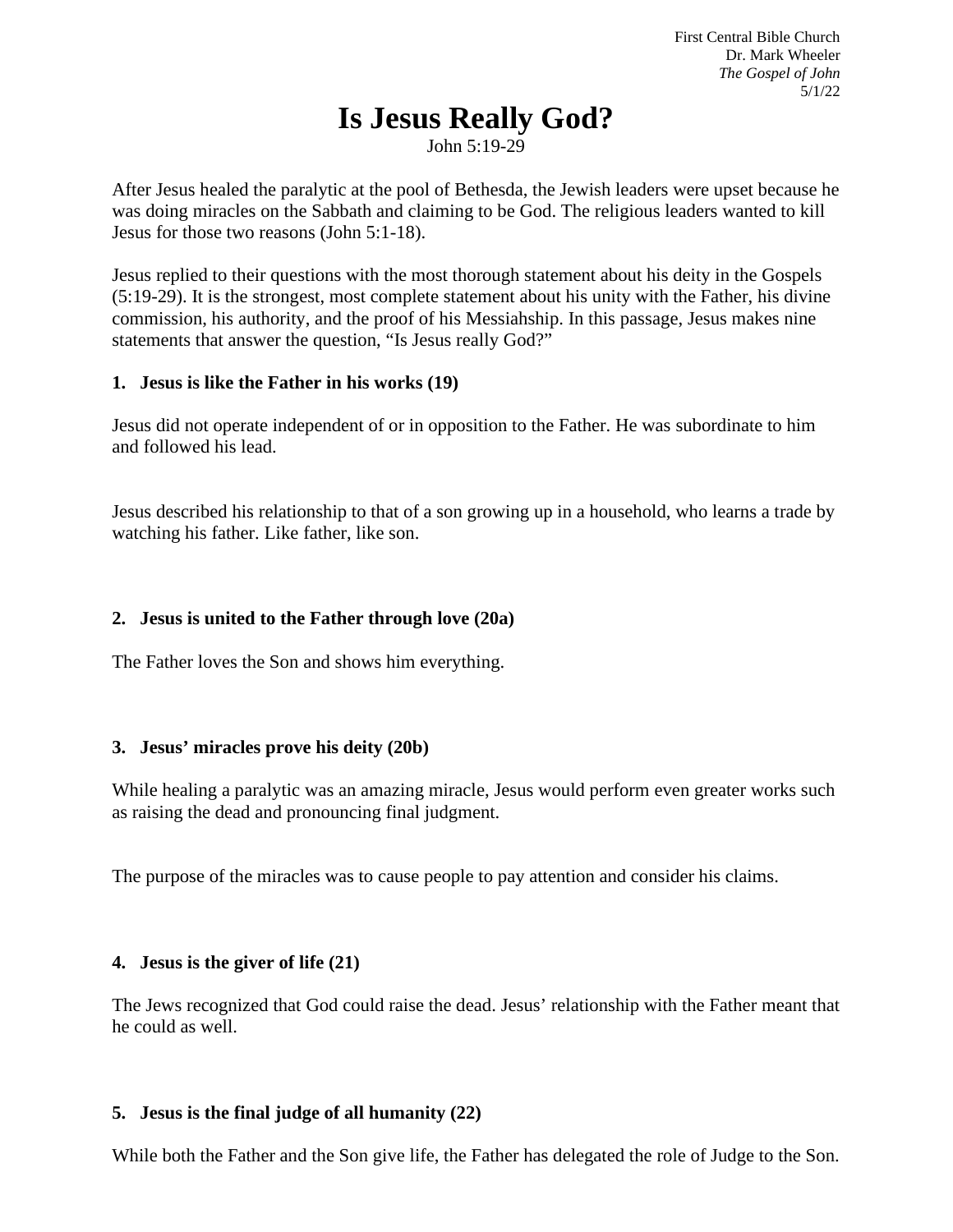First Central Bible Church
Dr. Mark Wheeler
*The Gospel of John*
5/1/22

# Is Jesus Really God?

John 5:19-29

After Jesus healed the paralytic at the pool of Bethesda, the Jewish leaders were upset because he was doing miracles on the Sabbath and claiming to be God. The religious leaders wanted to kill Jesus for those two reasons (John 5:1-18).

Jesus replied to their questions with the most thorough statement about his deity in the Gospels (5:19-29). It is the strongest, most complete statement about his unity with the Father, his divine commission, his authority, and the proof of his Messiahship. In this passage, Jesus makes nine statements that answer the question, "Is Jesus really God?"

**1. Jesus is like the Father in his works (19)**

Jesus did not operate independent of or in opposition to the Father. He was subordinate to him and followed his lead.

Jesus described his relationship to that of a son growing up in a household, who learns a trade by watching his father. Like father, like son.

**2. Jesus is united to the Father through love (20a)**

The Father loves the Son and shows him everything.

**3. Jesus' miracles prove his deity (20b)**

While healing a paralytic was an amazing miracle, Jesus would perform even greater works such as raising the dead and pronouncing final judgment.

The purpose of the miracles was to cause people to pay attention and consider his claims.

**4. Jesus is the giver of life (21)**

The Jews recognized that God could raise the dead. Jesus' relationship with the Father meant that he could as well.

**5. Jesus is the final judge of all humanity (22)**

While both the Father and the Son give life, the Father has delegated the role of Judge to the Son.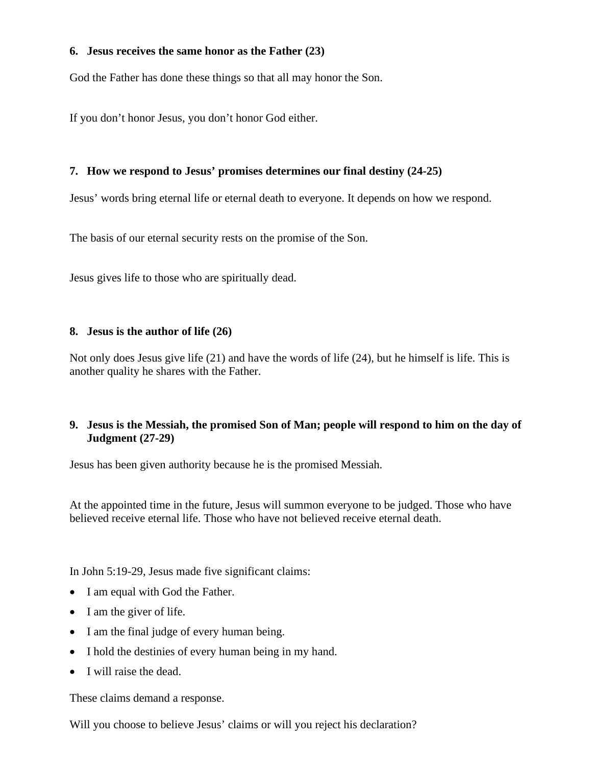6. **Jesus receives the same honor as the Father (23)**

God the Father has done these things so that all may honor the Son.

If you don't honor Jesus, you don't honor God either.

7. **How we respond to Jesus' promises determines our final destiny (24-25)**

Jesus' words bring eternal life or eternal death to everyone. It depends on how we respond.

The basis of our eternal security rests on the promise of the Son.

Jesus gives life to those who are spiritually dead.

8. **Jesus is the author of life (26)**

Not only does Jesus give life (21) and have the words of life (24), but he himself is life. This is another quality he shares with the Father.

9. **Jesus is the Messiah, the promised Son of Man; people will respond to him on the day of Judgment (27-29)**

Jesus has been given authority because he is the promised Messiah.

At the appointed time in the future, Jesus will summon everyone to be judged. Those who have believed receive eternal life. Those who have not believed receive eternal death.

In John 5:19-29, Jesus made five significant claims:

- I am equal with God the Father.
- I am the giver of life.
- I am the final judge of every human being.
- I hold the destinies of every human being in my hand.
- I will raise the dead.

These claims demand a response.

Will you choose to believe Jesus' claims or will you reject his declaration?